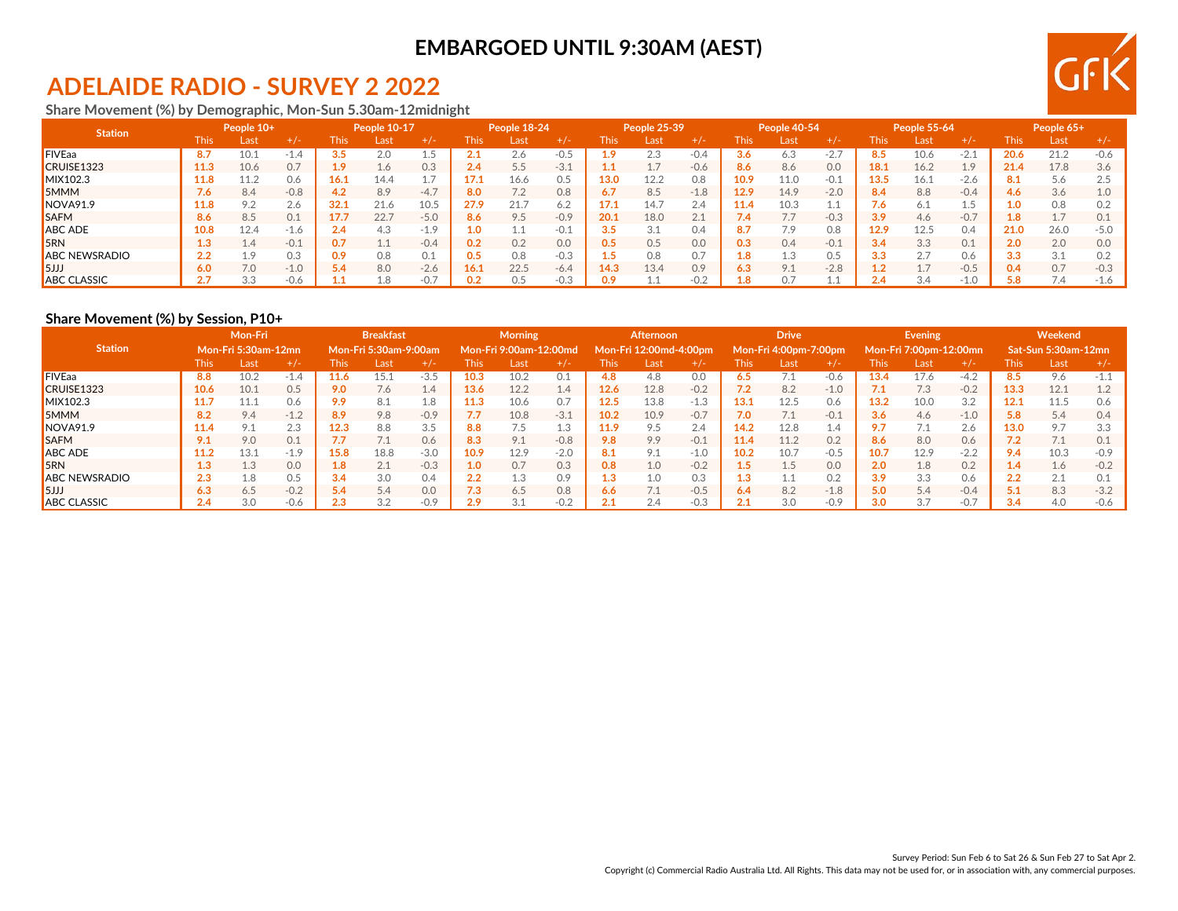EMBARGOED UNTIL 9:30AM (AEST)

# ADELAIDE RADIO - SURVEY 2 2022

## Share Movement (%) by Demographic, Mon-Sun 5.30am-12midnight

| Station | People 10+ | | | People 10-17 | | | People 18-24 | | | People 25-39 | | | People 40-54 | | | People 55-64 | | | People 65+ | | |
|---|---|---|---|---|---|---|---|---|---|---|---|---|---|---|---|---|---|---|---|---|---|
| | This | Last | +/- | This | Last | +/- | This | Last | +/- | This | Last | +/- | This | Last | +/- | This | Last | +/- | This | Last | +/- |
| FIVEaa | **8.7** | 10.1 | -1.4 | **3.5** | 2.0 | 1.5 | **2.1** | 2.6 | -0.5 | **1.9** | 2.3 | -0.4 | **3.6** | 6.3 | -2.7 | **8.5** | 10.6 | -2.1 | **20.6** | 21.2 | -0.6 |
| CRUISE1323 | **11.3** | 10.6 | 0.7 | **1.9** | 1.6 | 0.3 | **2.4** | 5.5 | -3.1 | **1.1** | 1.7 | -0.6 | **8.6** | 8.6 | 0.0 | **18.1** | 16.2 | 1.9 | **21.4** | 17.8 | 3.6 |
| MIX102.3 | **11.8** | 11.2 | 0.6 | **16.1** | 14.4 | 1.7 | **17.1** | 16.6 | 0.5 | **13.0** | 12.2 | 0.8 | **10.9** | 11.0 | -0.1 | **13.5** | 16.1 | -2.6 | **8.1** | 5.6 | 2.5 |
| 5MMM | **7.6** | 8.4 | -0.8 | **4.2** | 8.9 | -4.7 | **8.0** | 7.2 | 0.8 | **6.7** | 8.5 | -1.8 | **12.9** | 14.9 | -2.0 | **8.4** | 8.8 | -0.4 | **4.6** | 3.6 | 1.0 |
| NOVA91.9 | **11.8** | 9.2 | 2.6 | **32.1** | 21.6 | 10.5 | **27.9** | 21.7 | 6.2 | **17.1** | 14.7 | 2.4 | **11.4** | 10.3 | 1.1 | **7.6** | 6.1 | 1.5 | **1.0** | 0.8 | 0.2 |
| SAFM | **8.6** | 8.5 | 0.1 | **17.7** | 22.7 | -5.0 | **8.6** | 9.5 | -0.9 | **20.1** | 18.0 | 2.1 | **7.4** | 7.7 | -0.3 | **3.9** | 4.6 | -0.7 | **1.8** | 1.7 | 0.1 |
| ABC ADE | **10.8** | 12.4 | -1.6 | **2.4** | 4.3 | -1.9 | **1.0** | 1.1 | -0.1 | **3.5** | 3.1 | 0.4 | **8.7** | 7.9 | 0.8 | **12.9** | 12.5 | 0.4 | **21.0** | 26.0 | -5.0 |
| 5RN | **1.3** | 1.4 | -0.1 | **0.7** | 1.1 | -0.4 | **0.2** | 0.2 | 0.0 | **0.5** | 0.5 | 0.0 | **0.3** | 0.4 | -0.1 | **3.4** | 3.3 | 0.1 | **2.0** | 2.0 | 0.0 |
| ABC NEWSRADIO | **2.2** | 1.9 | 0.3 | **0.9** | 0.8 | 0.1 | **0.5** | 0.8 | -0.3 | **1.5** | 0.8 | 0.7 | **1.8** | 1.3 | 0.5 | **3.3** | 2.7 | 0.6 | **3.3** | 3.1 | 0.2 |
| 5JJJ | **6.0** | 7.0 | -1.0 | **5.4** | 8.0 | -2.6 | **16.1** | 22.5 | -6.4 | **14.3** | 13.4 | 0.9 | **6.3** | 9.1 | -2.8 | **1.2** | 1.7 | -0.5 | **0.4** | 0.7 | -0.3 |
| ABC CLASSIC | **2.7** | 3.3 | -0.6 | **1.1** | 1.8 | -0.7 | **0.2** | 0.5 | -0.3 | **0.9** | 1.1 | -0.2 | **1.8** | 0.7 | 1.1 | **2.4** | 3.4 | -1.0 | **5.8** | 7.4 | -1.6 |

## Share Movement (%) by Session, P10+

| Station | Mon-Fri Mon-Fri 5:30am-12mn | | | Breakfast Mon-Fri 5:30am-9:00am | | | Morning Mon-Fri 9:00am-12:00md | | | Afternoon Mon-Fri 12:00md-4:00pm | | | Drive Mon-Fri 4:00pm-7:00pm | | | Evening Mon-Fri 7:00pm-12:00mn | | | Weekend Sat-Sun 5:30am-12mn | | |
|---|---|---|---|---|---|---|---|---|---|---|---|---|---|---|---|---|---|---|---|---|---|
| | This | Last | +/- | This | Last | +/- | This | Last | +/- | This | Last | +/- | This | Last | +/- | This | Last | +/- | This | Last | +/- |
| FIVEaa | **8.8** | 10.2 | -1.4 | **11.6** | 15.1 | -3.5 | **10.3** | 10.2 | 0.1 | **4.8** | 4.8 | 0.0 | **6.5** | 7.1 | -0.6 | **13.4** | 17.6 | -4.2 | **8.5** | 9.6 | -1.1 |
| CRUISE1323 | **10.6** | 10.1 | 0.5 | **9.0** | 7.6 | 1.4 | **13.6** | 12.2 | 1.4 | **12.6** | 12.8 | -0.2 | **7.2** | 8.2 | -1.0 | **7.1** | 7.3 | -0.2 | **13.3** | 12.1 | 1.2 |
| MIX102.3 | **11.7** | 11.1 | 0.6 | **9.9** | 8.1 | 1.8 | **11.3** | 10.6 | 0.7 | **12.5** | 13.8 | -1.3 | **13.1** | 12.5 | 0.6 | **13.2** | 10.0 | 3.2 | **12.1** | 11.5 | 0.6 |
| 5MMM | **8.2** | 9.4 | -1.2 | **8.9** | 9.8 | -0.9 | **7.7** | 10.8 | -3.1 | **10.2** | 10.9 | -0.7 | **7.0** | 7.1 | -0.1 | **3.6** | 4.6 | -1.0 | **5.8** | 5.4 | 0.4 |
| NOVA91.9 | **11.4** | 9.1 | 2.3 | **12.3** | 8.8 | 3.5 | **8.8** | 7.5 | 1.3 | **11.9** | 9.5 | 2.4 | **14.2** | 12.8 | 1.4 | **9.7** | 7.1 | 2.6 | **13.0** | 9.7 | 3.3 |
| SAFM | **9.1** | 9.0 | 0.1 | **7.7** | 7.1 | 0.6 | **8.3** | 9.1 | -0.8 | **9.8** | 9.9 | -0.1 | **11.4** | 11.2 | 0.2 | **8.6** | 8.0 | 0.6 | **7.2** | 7.1 | 0.1 |
| ABC ADE | **11.2** | 13.1 | -1.9 | **15.8** | 18.8 | -3.0 | **10.9** | 12.9 | -2.0 | **8.1** | 9.1 | -1.0 | **10.2** | 10.7 | -0.5 | **10.7** | 12.9 | -2.2 | **9.4** | 10.3 | -0.9 |
| 5RN | **1.3** | 1.3 | 0.0 | **1.8** | 2.1 | -0.3 | **1.0** | 0.7 | 0.3 | **0.8** | 1.0 | -0.2 | **1.5** | 1.5 | 0.0 | **2.0** | 1.8 | 0.2 | **1.4** | 1.6 | -0.2 |
| ABC NEWSRADIO | **2.3** | 1.8 | 0.5 | **3.4** | 3.0 | 0.4 | **2.2** | 1.3 | 0.9 | **1.3** | 1.0 | 0.3 | **1.3** | 1.1 | 0.2 | **3.9** | 3.3 | 0.6 | **2.2** | 2.1 | 0.1 |
| 5JJJ | **6.3** | 6.5 | -0.2 | **5.4** | 5.4 | 0.0 | **7.3** | 6.5 | 0.8 | **6.6** | 7.1 | -0.5 | **6.4** | 8.2 | -1.8 | **5.0** | 5.4 | -0.4 | **5.1** | 8.3 | -3.2 |
| ABC CLASSIC | **2.4** | 3.0 | -0.6 | **2.3** | 3.2 | -0.9 | **2.9** | 3.1 | -0.2 | **2.1** | 2.4 | -0.3 | **2.1** | 3.0 | -0.9 | **3.0** | 3.7 | -0.7 | **3.4** | 4.0 | -0.6 |

Survey Period: Sun Feb 6 to Sat 26 & Sun Feb 27 to Sat Apr 2.

Copyright (c) Commercial Radio Australia Ltd. All Rights. This data may not be used for, or in association with, any commercial purposes.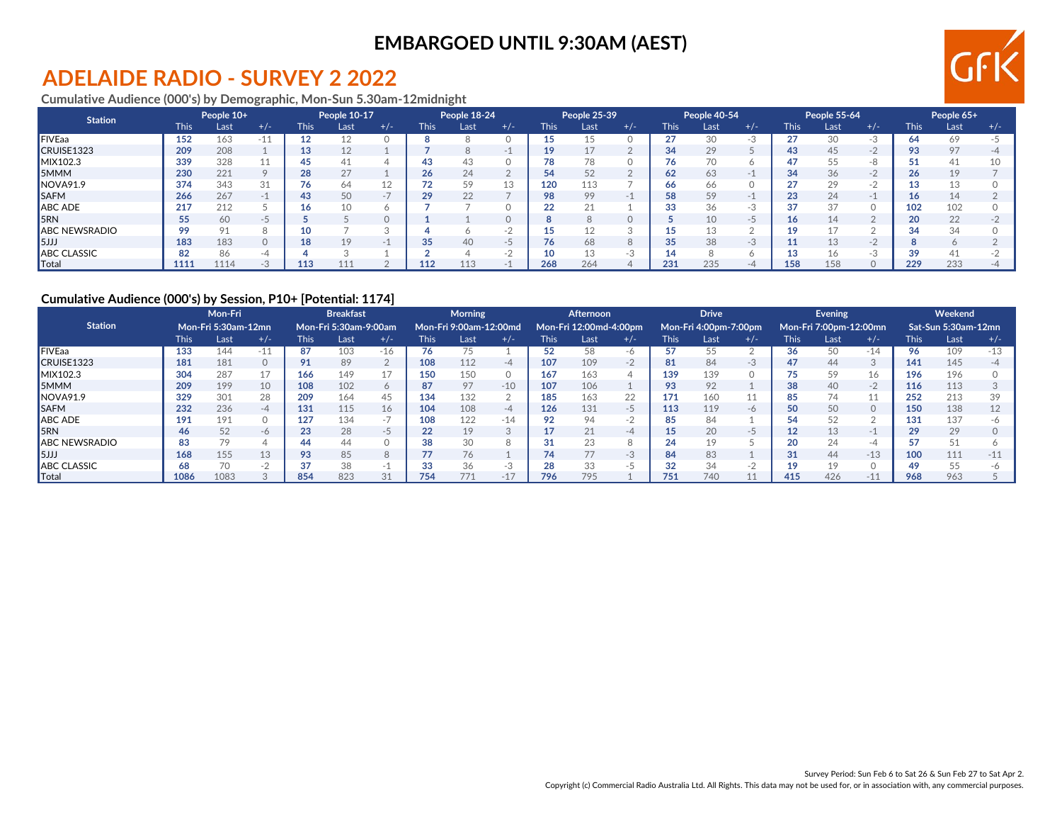**EMBARGOED UNTIL 9:30AM (AEST)**

# ADELAIDE RADIO - SURVEY 2 2022

### Cumulative Audience (000's) by Demographic, Mon-Sun 5.30am-12midnight

| Station | People 10+ | | | People 10-17 | | | People 18-24 | | | People 25-39 | | | People 40-54 | | | People 55-64 | | | People 65+ | | |
|---|---|---|---|---|---|---|---|---|---|---|---|---|---|---|---|---|---|---|---|---|---|
| | This | Last | +/- | This | Last | +/- | This | Last | +/- | This | Last | +/- | This | Last | +/- | This | Last | +/- | This | Last | +/- |
| FIVEaa | **152** | 163 | -11 | **12** | 12 | 0 | **8** | 8 | 0 | **15** | 15 | 0 | **27** | 30 | -3 | **27** | 30 | -3 | **64** | 69 | -5 |
| CRUISE1323 | **209** | 208 | 1 | **13** | 12 | 1 | **7** | 8 | -1 | **19** | 17 | 2 | **34** | 29 | 5 | **43** | 45 | -2 | **93** | 97 | -4 |
| MIX102.3 | **339** | 328 | 11 | **45** | 41 | 4 | **43** | 43 | 0 | **78** | 78 | 0 | **76** | 70 | 6 | **47** | 55 | -8 | **51** | 41 | 10 |
| 5MMM | **230** | 221 | 9 | **28** | 27 | 1 | **26** | 24 | 2 | **54** | 52 | 2 | **62** | 63 | -1 | **34** | 36 | -2 | **26** | 19 | 7 |
| NOVA91.9 | **374** | 343 | 31 | **76** | 64 | 12 | **72** | 59 | 13 | **120** | 113 | 7 | **66** | 66 | 0 | **27** | 29 | -2 | **13** | 13 | 0 |
| SAFM | **266** | 267 | -1 | **43** | 50 | -7 | **29** | 22 | 7 | **98** | 99 | -1 | **58** | 59 | -1 | **23** | 24 | -1 | **16** | 14 | 2 |
| ABC ADE | **217** | 212 | 5 | **16** | 10 | 6 | **7** | 7 | 0 | **22** | 21 | 1 | **33** | 36 | -3 | **37** | 37 | 0 | **102** | 102 | 0 |
| 5RN | **55** | 60 | -5 | **5** | 5 | 0 | **1** | 1 | 0 | **8** | 8 | 0 | **5** | 10 | -5 | **16** | 14 | 2 | **20** | 22 | -2 |
| ABC NEWSRADIO | **99** | 91 | 8 | **10** | 7 | 3 | **4** | 6 | -2 | **15** | 12 | 3 | **15** | 13 | 2 | **19** | 17 | 2 | **34** | 34 | 0 |
| 5JJJ | **183** | 183 | 0 | **18** | 19 | -1 | **35** | 40 | -5 | **76** | 68 | 8 | **35** | 38 | -3 | **11** | 13 | -2 | **8** | 6 | 2 |
| ABC CLASSIC | **82** | 86 | -4 | **4** | 3 | 1 | **2** | 4 | -2 | **10** | 13 | -3 | **14** | 8 | 6 | **13** | 16 | -3 | **39** | 41 | -2 |
| Total | **1111** | 1114 | -3 | **113** | 111 | 2 | **112** | 113 | -1 | **268** | 264 | 4 | **231** | 235 | -4 | **158** | 158 | 0 | **229** | 233 | -4 |

### Cumulative Audience (000's) by Session, P10+ [Potential: 1174]

| Station | Mon-Fri | | | Breakfast | | | Morning | | | Afternoon | | | Drive | | | Evening | | | Weekend | | |
|---|---|---|---|---|---|---|---|---|---|---|---|---|---|---|---|---|---|---|---|---|---|
| | Mon-Fri 5:30am-12mn | | | Mon-Fri 5:30am-9:00am | | | Mon-Fri 9:00am-12:00md | | | Mon-Fri 12:00md-4:00pm | | | Mon-Fri 4:00pm-7:00pm | | | Mon-Fri 7:00pm-12:00mn | | | Sat-Sun 5:30am-12mn | | |
| | This | Last | +/- | This | Last | +/- | This | Last | +/- | This | Last | +/- | This | Last | +/- | This | Last | +/- | This | Last | +/- |
| FIVEaa | **133** | 144 | -11 | **87** | 103 | -16 | **76** | 75 | 1 | **52** | 58 | -6 | **57** | 55 | 2 | **36** | 50 | -14 | **96** | 109 | -13 |
| CRUISE1323 | **181** | 181 | 0 | **91** | 89 | 2 | **108** | 112 | -4 | **107** | 109 | -2 | **81** | 84 | -3 | **47** | 44 | 3 | **141** | 145 | -4 |
| MIX102.3 | **304** | 287 | 17 | **166** | 149 | 17 | **150** | 150 | 0 | **167** | 163 | 4 | **139** | 139 | 0 | **75** | 59 | 16 | **196** | 196 | 0 |
| 5MMM | **209** | 199 | 10 | **108** | 102 | 6 | **87** | 97 | -10 | **107** | 106 | 1 | **93** | 92 | 1 | **38** | 40 | -2 | **116** | 113 | 3 |
| NOVA91.9 | **329** | 301 | 28 | **209** | 164 | 45 | **134** | 132 | 2 | **185** | 163 | 22 | **171** | 160 | 11 | **85** | 74 | 11 | **252** | 213 | 39 |
| SAFM | **232** | 236 | -4 | **131** | 115 | 16 | **104** | 108 | -4 | **126** | 131 | -5 | **113** | 119 | -6 | **50** | 50 | 0 | **150** | 138 | 12 |
| ABC ADE | **191** | 191 | 0 | **127** | 134 | -7 | **108** | 122 | -14 | **92** | 94 | -2 | **85** | 84 | 1 | **54** | 52 | 2 | **131** | 137 | -6 |
| 5RN | **46** | 52 | -6 | **23** | 28 | -5 | **22** | 19 | 3 | **17** | 21 | -4 | **15** | 20 | -5 | **12** | 13 | -1 | **29** | 29 | 0 |
| ABC NEWSRADIO | **83** | 79 | 4 | **44** | 44 | 0 | **38** | 30 | 8 | **31** | 23 | 8 | **24** | 19 | 5 | **20** | 24 | -4 | **57** | 51 | 6 |
| 5JJJ | **168** | 155 | 13 | **93** | 85 | 8 | **77** | 76 | 1 | **74** | 77 | -3 | **84** | 83 | 1 | **31** | 44 | -13 | **100** | 111 | -11 |
| ABC CLASSIC | **68** | 70 | -2 | **37** | 38 | -1 | **33** | 36 | -3 | **28** | 33 | -5 | **32** | 34 | -2 | **19** | 19 | 0 | **49** | 55 | -6 |
| Total | **1086** | 1083 | 3 | **854** | 823 | 31 | **754** | 771 | -17 | **796** | 795 | 1 | **751** | 740 | 11 | **415** | 426 | -11 | **968** | 963 | 5 |

Survey Period: Sun Feb 6 to Sat 26 & Sun Feb 27 to Sat Apr 2.

Copyright (c) Commercial Radio Australia Ltd. All Rights. This data may not be used for, or in association with, any commercial purposes.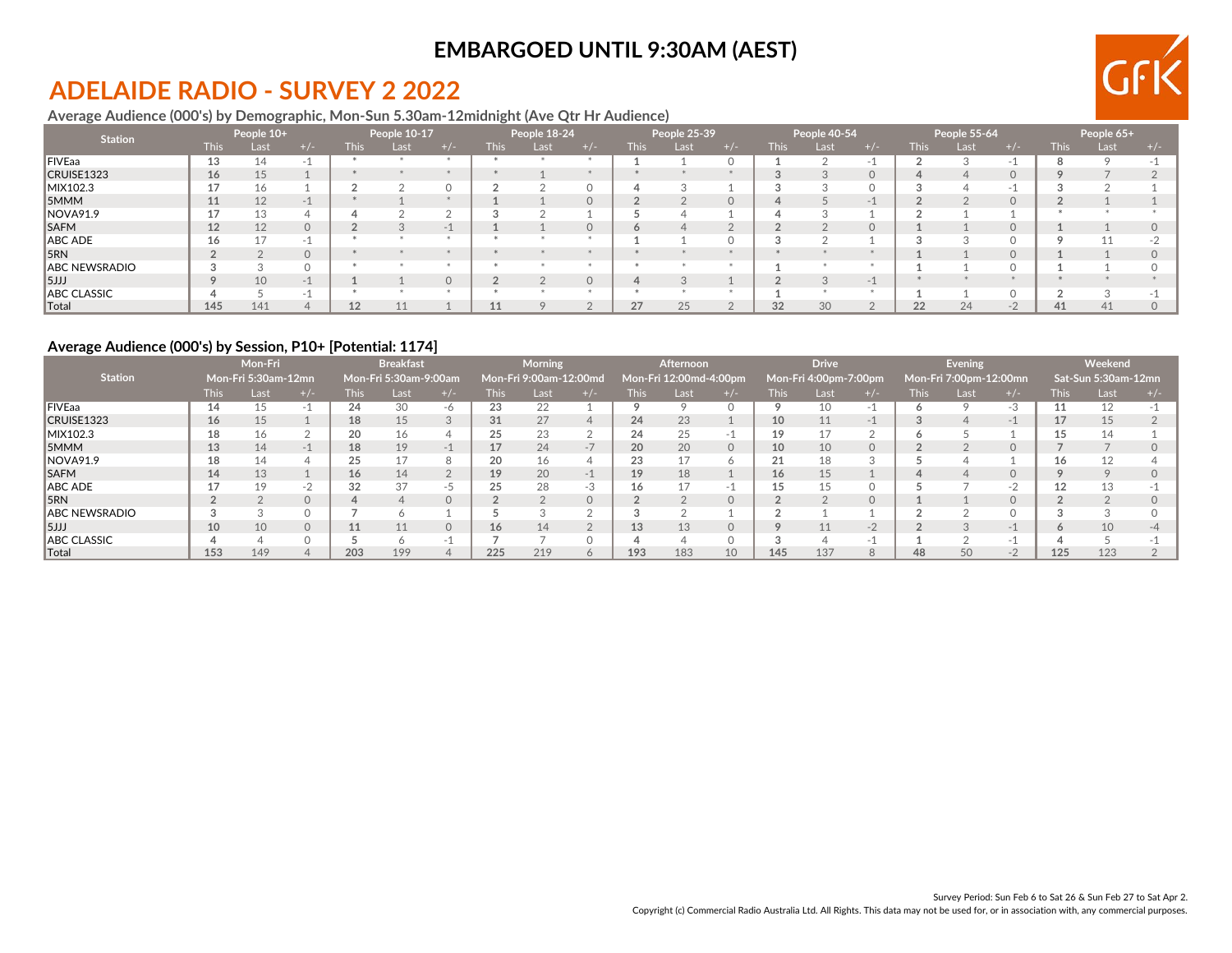**EMBARGOED UNTIL 9:30AM (AEST)**

# ADELAIDE RADIO - SURVEY 2 2022

### Average Audience (000's) by Demographic, Mon-Sun 5.30am-12midnight (Ave Qtr Hr Audience)

| Station | People 10+ | | | People 10-17 | | | People 18-24 | | | People 25-39 | | | People 40-54 | | | People 55-64 | | | People 65+ | | |
|---|---|---|---|---|---|---|---|---|---|---|---|---|---|---|---|---|---|---|---|---|---|
| | This | Last | +/- | This | Last | +/- | This | Last | +/- | This | Last | +/- | This | Last | +/- | This | Last | +/- | This | Last | +/- |
| FIVEaa | 13 | 14 | -1 | * | * | * | * | * | * | 1 | 1 | 0 | 1 | 2 | -1 | 2 | 3 | -1 | 8 | 9 | -1 |
| CRUISE1323 | 16 | 15 | 1 | * | * | * | * | 1 | * | * | * | * | 3 | 3 | 0 | 4 | 4 | 0 | 9 | 7 | 2 |
| MIX102.3 | 17 | 16 | 1 | 2 | 2 | 0 | 2 | 2 | 0 | 4 | 3 | 1 | 3 | 3 | 0 | 3 | 4 | -1 | 3 | 2 | 1 |
| 5MMM | 11 | 12 | -1 | * | 1 | * | 1 | 1 | 0 | 2 | 2 | 0 | 4 | 5 | -1 | 2 | 2 | 0 | 2 | 1 | 1 |
| NOVA91.9 | 17 | 13 | 4 | 4 | 2 | 2 | 3 | 2 | 1 | 5 | 4 | 1 | 4 | 3 | 1 | 2 | 1 | 1 | * | * | * |
| SAFM | 12 | 12 | 0 | 2 | 3 | -1 | 1 | 1 | 0 | 6 | 4 | 2 | 2 | 2 | 0 | 1 | 1 | 0 | 1 | 1 | 0 |
| ABC ADE | 16 | 17 | -1 | * | * | * | * | * | * | 1 | 1 | 0 | 3 | 2 | 1 | 3 | 3 | 0 | 9 | 11 | -2 |
| 5RN | 2 | 2 | 0 | * | * | * | * | * | * | * | * | * | * | * | * | 1 | 1 | 0 | 1 | 1 | 0 |
| ABC NEWSRADIO | 3 | 3 | 0 | * | * | * | * | * | * | * | * | * | 1 | * | * | 1 | 1 | 0 | 1 | 1 | 0 |
| 5JJJ | 9 | 10 | -1 | 1 | 1 | 0 | 2 | 2 | 0 | 4 | 3 | 1 | 2 | 3 | -1 | * | * | * | * | * | * |
| ABC CLASSIC | 4 | 5 | -1 | * | * | * | * | * | * | * | * | * | 1 | * | * | 1 | 1 | 0 | 2 | 3 | -1 |
| Total | 145 | 141 | 4 | 12 | 11 | 1 | 11 | 9 | 2 | 27 | 25 | 2 | 32 | 30 | 2 | 22 | 24 | -2 | 41 | 41 | 0 |

### Average Audience (000's) by Session, P10+ [Potential: 1174]

| Station | Mon-Fri Mon-Fri 5:30am-12mn | | | Breakfast Mon-Fri 5:30am-9:00am | | | Morning Mon-Fri 9:00am-12:00md | | | Afternoon Mon-Fri 12:00md-4:00pm | | | Drive Mon-Fri 4:00pm-7:00pm | | | Evening Mon-Fri 7:00pm-12:00mn | | | Weekend Sat-Sun 5:30am-12mn | | |
|---|---|---|---|---|---|---|---|---|---|---|---|---|---|---|---|---|---|---|---|---|---|
| | This | Last | +/- | This | Last | +/- | This | Last | +/- | This | Last | +/- | This | Last | +/- | This | Last | +/- | This | Last | +/- |
| FIVEaa | 14 | 15 | -1 | 24 | 30 | -6 | 23 | 22 | 1 | 9 | 9 | 0 | 9 | 10 | -1 | 6 | 9 | -3 | 11 | 12 | -1 |
| CRUISE1323 | 16 | 15 | 1 | 18 | 15 | 3 | 31 | 27 | 4 | 24 | 23 | 1 | 10 | 11 | -1 | 3 | 4 | -1 | 17 | 15 | 2 |
| MIX102.3 | 18 | 16 | 2 | 20 | 16 | 4 | 25 | 23 | 2 | 24 | 25 | -1 | 19 | 17 | 2 | 6 | 5 | 1 | 15 | 14 | 1 |
| 5MMM | 13 | 14 | -1 | 18 | 19 | -1 | 17 | 24 | -7 | 20 | 20 | 0 | 10 | 10 | 0 | 2 | 2 | 0 | 7 | 7 | 0 |
| NOVA91.9 | 18 | 14 | 4 | 25 | 17 | 8 | 20 | 16 | 4 | 23 | 17 | 6 | 21 | 18 | 3 | 5 | 4 | 1 | 16 | 12 | 4 |
| SAFM | 14 | 13 | 1 | 16 | 14 | 2 | 19 | 20 | -1 | 19 | 18 | 1 | 16 | 15 | 1 | 4 | 4 | 0 | 9 | 9 | 0 |
| ABC ADE | 17 | 19 | -2 | 32 | 37 | -5 | 25 | 28 | -3 | 16 | 17 | -1 | 15 | 15 | 0 | 5 | 7 | -2 | 12 | 13 | -1 |
| 5RN | 2 | 2 | 0 | 4 | 4 | 0 | 2 | 2 | 0 | 2 | 2 | 0 | 2 | 2 | 0 | 1 | 1 | 0 | 2 | 2 | 0 |
| ABC NEWSRADIO | 3 | 3 | 0 | 7 | 6 | 1 | 5 | 3 | 2 | 3 | 2 | 1 | 2 | 1 | 1 | 2 | 2 | 0 | 3 | 3 | 0 |
| 5JJJ | 10 | 10 | 0 | 11 | 11 | 0 | 16 | 14 | 2 | 13 | 13 | 0 | 9 | 11 | -2 | 2 | 3 | -1 | 6 | 10 | -4 |
| ABC CLASSIC | 4 | 4 | 0 | 5 | 6 | -1 | 7 | 7 | 0 | 4 | 4 | 0 | 3 | 4 | -1 | 1 | 2 | -1 | 4 | 5 | -1 |
| Total | 153 | 149 | 4 | 203 | 199 | 4 | 225 | 219 | 6 | 193 | 183 | 10 | 145 | 137 | 8 | 48 | 50 | -2 | 125 | 123 | 2 |

Survey Period: Sun Feb 6 to Sat 26 & Sun Feb 27 to Sat Apr 2.

Copyright (c) Commercial Radio Australia Ltd. All Rights. This data may not be used for, or in association with, any commercial purposes.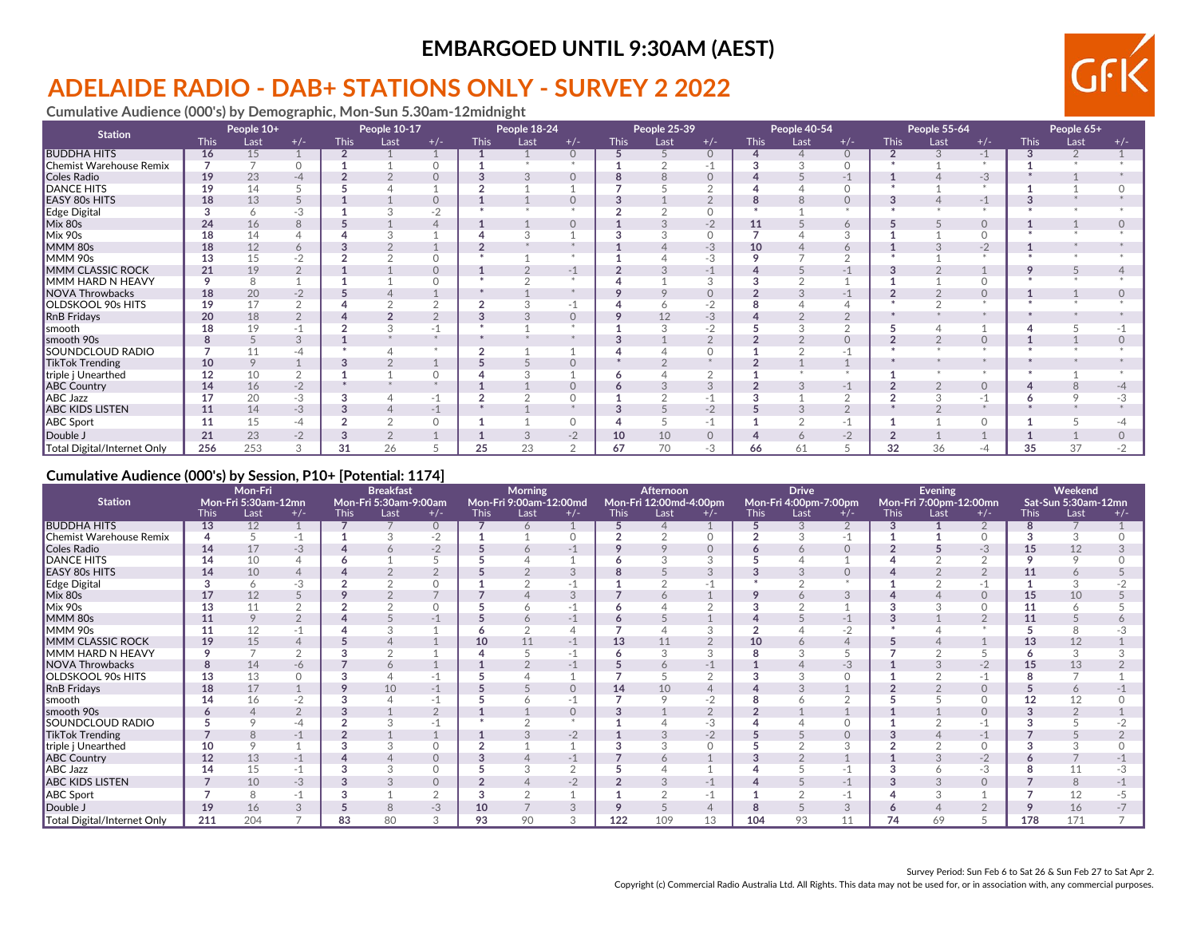**EMBARGOED UNTIL 9:30AM (AEST)**

# ADELAIDE RADIO - DAB+ STATIONS ONLY - SURVEY 2 2022

**Cumulative Audience (000's) by Demographic, Mon-Sun 5.30am-12midnight**

| Station | People 10+ | | | People 10-17 | | | People 18-24 | | | People 25-39 | | | People 40-54 | | | People 55-64 | | | People 65+ | | |
|---|---|---|---|---|---|---|---|---|---|---|---|---|---|---|---|---|---|---|---|---|---|
| | This | Last | +/- | This | Last | +/- | This | Last | +/- | This | Last | +/- | This | Last | +/- | This | Last | +/- | This | Last | +/- |
| BUDDHA HITS | 16 | 15 | 1 | 2 | 1 | 1 | 1 | 1 | 0 | 5 | 5 | 0 | 4 | 4 | 0 | 2 | 3 | -1 | 3 | 2 | 1 |
| Chemist Warehouse Remix | 7 | 7 | 0 | 1 | 1 | 0 | 1 | * | * | 1 | 2 | -1 | 3 | 3 | 0 | * | 1 | * | 1 | * | * |
| Coles Radio | 19 | 23 | -4 | 2 | 2 | 0 | 3 | 3 | 0 | 8 | 8 | 0 | 4 | 5 | -1 | 1 | 4 | -3 | * | 1 | * |
| DANCE HITS | 19 | 14 | 5 | 5 | 4 | 1 | 2 | 1 | 1 | 7 | 5 | 2 | 4 | 4 | 0 | * | 1 | * | 1 | 1 | 0 |
| EASY 80s HITS | 18 | 13 | 5 | 1 | 1 | 0 | 1 | 1 | 0 | 3 | 1 | 2 | 8 | 8 | 0 | 3 | 4 | -1 | 3 | * | * |
| Edge Digital | 3 | 6 | -3 | 1 | 3 | -2 | * | * | * | 2 | 2 | 0 | * | 1 | * | * | * | * | * | * | * |
| Mix 80s | 24 | 16 | 8 | 5 | 1 | 4 | 1 | 1 | 0 | 1 | 3 | -2 | 11 | 5 | 6 | 5 | 5 | 0 | 1 | 1 | 0 |
| Mix 90s | 18 | 14 | 4 | 4 | 3 | 1 | 4 | 3 | 1 | 3 | 3 | 0 | 7 | 4 | 3 | 1 | 1 | 0 | * | * | * |
| MMM 80s | 18 | 12 | 6 | 3 | 2 | 1 | 2 | * | * | 1 | 4 | -3 | 10 | 4 | 6 | 1 | 3 | -2 | 1 | * | * |
| MMM 90s | 13 | 15 | -2 | 2 | 2 | 0 | * | 1 | * | 1 | 4 | -3 | 9 | 7 | 2 | * | 1 | * | * | * | * |
| MMM CLASSIC ROCK | 21 | 19 | 2 | 1 | 1 | 0 | 1 | 2 | -1 | 2 | 3 | -1 | 4 | 5 | -1 | 3 | 2 | 1 | 9 | 5 | 4 |
| MMM HARD N HEAVY | 9 | 8 | 1 | 1 | 1 | 0 | * | 2 | * | 4 | 1 | 3 | 3 | 2 | 1 | 1 | 1 | 0 | * | * | * |
| NOVA Throwbacks | 18 | 20 | -2 | 5 | 4 | 1 | * | 1 | * | 9 | 9 | 0 | 2 | 3 | -1 | 2 | 2 | 0 | 1 | 1 | 0 |
| OLDSKOOL 90s HITS | 19 | 17 | 2 | 4 | 2 | 2 | 2 | 3 | -1 | 4 | 6 | -2 | 8 | 4 | 4 | * | 2 | * | * | * | * |
| RnB Fridays | 20 | 18 | 2 | 4 | 2 | 2 | 3 | 3 | 0 | 9 | 12 | -3 | 4 | 2 | 2 | * | * | * | * | * | * |
| smooth | 18 | 19 | -1 | 2 | 3 | -1 | * | 1 | * | 1 | 3 | -2 | 5 | 3 | 2 | 5 | 4 | 1 | 4 | 5 | -1 |
| smooth 90s | 8 | 5 | 3 | 1 | * | * | * | * | * | 3 | 1 | 2 | 2 | 2 | 0 | 2 | 2 | 0 | 1 | 1 | 0 |
| SOUNDCLOUD RADIO | 7 | 11 | -4 | * | 4 | * | 2 | 1 | 1 | 4 | 4 | 0 | 1 | 2 | -1 | * | * | * | * | * | * |
| TikTok Trending | 10 | 9 | 1 | 3 | 2 | 1 | 5 | 5 | 0 | * | 2 | * | 2 | 1 | 1 | * | * | * | * | * | * |
| triple j Unearthed | 12 | 10 | 2 | 1 | 1 | 0 | 4 | 3 | 1 | 6 | 4 | 2 | 1 | * | * | 1 | * | * | * | 1 | * |
| ABC Country | 14 | 16 | -2 | * | * | * | 1 | 1 | 0 | 6 | 3 | 3 | 2 | 3 | -1 | 2 | 2 | 0 | 4 | 8 | -4 |
| ABC Jazz | 17 | 20 | -3 | 3 | 4 | -1 | 2 | 2 | 0 | 1 | 2 | -1 | 3 | 1 | 2 | 2 | 3 | -1 | 6 | 9 | -3 |
| ABC KIDS LISTEN | 11 | 14 | -3 | 3 | 4 | -1 | * | 1 | * | 3 | 5 | -2 | 5 | 3 | 2 | * | 2 | * | * | * | * |
| ABC Sport | 11 | 15 | -4 | 2 | 2 | 0 | 1 | 1 | 0 | 4 | 5 | -1 | 1 | 2 | -1 | 1 | 1 | 0 | 1 | 5 | -4 |
| Double J | 21 | 23 | -2 | 3 | 2 | 1 | 1 | 3 | -2 | 10 | 10 | 0 | 4 | 6 | -2 | 2 | 1 | 1 | 1 | 1 | 0 |
| Total Digital/Internet Only | 256 | 253 | 3 | 31 | 26 | 5 | 25 | 23 | 2 | 67 | 70 | -3 | 66 | 61 | 5 | 32 | 36 | -4 | 35 | 37 | -2 |

**Cumulative Audience (000's) by Session, P10+ [Potential: 1174]**

| Station | Mon-Fri Mon-Fri 5:30am-12mn | | | Breakfast Mon-Fri 5:30am-9:00am | | | Morning Mon-Fri 9:00am-12:00md | | | Afternoon Mon-Fri 12:00md-4:00pm | | | Drive Mon-Fri 4:00pm-7:00pm | | | Evening Mon-Fri 7:00pm-12:00mn | | | Weekend Sat-Sun 5:30am-12mn | | |
|---|---|---|---|---|---|---|---|---|---|---|---|---|---|---|---|---|---|---|---|---|---|
| | This | Last | +/- | This | Last | +/- | This | Last | +/- | This | Last | +/- | This | Last | +/- | This | Last | +/- | This | Last | +/- |
| BUDDHA HITS | 13 | 12 | 1 | 7 | 7 | 0 | 7 | 6 | 1 | 5 | 4 | 1 | 5 | 3 | 2 | 3 | 1 | 2 | 8 | 7 | 1 |
| Chemist Warehouse Remix | 4 | 5 | -1 | 1 | 3 | -2 | 1 | 1 | 0 | 2 | 2 | 0 | 2 | 3 | -1 | 1 | 1 | 0 | 3 | 3 | 0 |
| Coles Radio | 14 | 17 | -3 | 4 | 6 | -2 | 5 | 6 | -1 | 9 | 9 | 0 | 6 | 6 | 0 | 2 | 5 | -3 | 15 | 12 | 3 |
| DANCE HITS | 14 | 10 | 4 | 6 | 1 | 5 | 5 | 4 | 1 | 6 | 3 | 3 | 5 | 4 | 1 | 4 | 2 | 2 | 9 | 9 | 0 |
| EASY 80s HITS | 14 | 10 | 4 | 4 | 2 | 2 | 5 | 2 | 3 | 8 | 5 | 3 | 3 | 3 | 0 | 4 | 2 | 2 | 11 | 6 | 5 |
| Edge Digital | 3 | 6 | -3 | 2 | 2 | 0 | 1 | 2 | -1 | 1 | 2 | -1 | * | 2 | * | 1 | 2 | -1 | 1 | 3 | -2 |
| Mix 80s | 17 | 12 | 5 | 9 | 2 | 7 | 7 | 4 | 3 | 7 | 6 | 1 | 9 | 6 | 3 | 4 | 4 | 0 | 15 | 10 | 5 |
| Mix 90s | 13 | 11 | 2 | 2 | 2 | 0 | 5 | 6 | -1 | 6 | 4 | 2 | 3 | 2 | 1 | 3 | 3 | 0 | 11 | 6 | 5 |
| MMM 80s | 11 | 9 | 2 | 4 | 5 | -1 | 5 | 6 | -1 | 6 | 5 | 1 | 4 | 5 | -1 | 3 | 1 | 2 | 11 | 5 | 6 |
| MMM 90s | 11 | 12 | -1 | 4 | 3 | 1 | 6 | 2 | 4 | 7 | 4 | 3 | 2 | 4 | -2 | * | 4 | * | 5 | 8 | -3 |
| MMM CLASSIC ROCK | 19 | 15 | 4 | 5 | 4 | 1 | 10 | 11 | -1 | 13 | 11 | 2 | 10 | 6 | 4 | 5 | 4 | 1 | 13 | 12 | 1 |
| MMM HARD N HEAVY | 9 | 7 | 2 | 3 | 2 | 1 | 4 | 5 | -1 | 6 | 3 | 3 | 8 | 3 | 5 | 7 | 2 | 5 | 6 | 3 | 3 |
| NOVA Throwbacks | 8 | 14 | -6 | 7 | 6 | 1 | 1 | 2 | -1 | 5 | 6 | -1 | 1 | 4 | -3 | 1 | 3 | -2 | 15 | 13 | 2 |
| OLDSKOOL 90s HITS | 13 | 13 | 0 | 3 | 4 | -1 | 5 | 4 | 1 | 7 | 5 | 2 | 3 | 3 | 0 | 1 | 2 | -1 | 8 | 7 | 1 |
| RnB Fridays | 18 | 17 | 1 | 9 | 10 | -1 | 5 | 5 | 0 | 14 | 10 | 4 | 4 | 3 | 1 | 2 | 2 | 0 | 5 | 6 | -1 |
| smooth | 14 | 16 | -2 | 3 | 4 | -1 | 5 | 6 | -1 | 7 | 9 | -2 | 8 | 6 | 2 | 5 | 5 | 0 | 12 | 12 | 0 |
| smooth 90s | 6 | 4 | 2 | 3 | 1 | 2 | 1 | 1 | 0 | 3 | 1 | 2 | 2 | 1 | 1 | 1 | 1 | 0 | 3 | 2 | 1 |
| SOUNDCLOUD RADIO | 5 | 9 | -4 | 2 | 3 | -1 | * | 2 | * | 1 | 4 | -3 | 4 | 4 | 0 | 1 | 2 | -1 | 3 | 5 | -2 |
| TikTok Trending | 7 | 8 | -1 | 2 | 1 | 1 | 1 | 3 | -2 | 1 | 3 | -2 | 5 | 5 | 0 | 3 | 4 | -1 | 7 | 5 | 2 |
| triple j Unearthed | 10 | 9 | 1 | 3 | 3 | 0 | 2 | 1 | 1 | 3 | 3 | 0 | 5 | 2 | 3 | 2 | 2 | 0 | 3 | 3 | 0 |
| ABC Country | 12 | 13 | -1 | 4 | 4 | 0 | 3 | 4 | -1 | 7 | 6 | 1 | 3 | 2 | 1 | 1 | 3 | -2 | 6 | 7 | -1 |
| ABC Jazz | 14 | 15 | -1 | 3 | 3 | 0 | 5 | 3 | 2 | 5 | 4 | 1 | 4 | 5 | -1 | 3 | 6 | -3 | 8 | 11 | -3 |
| ABC KIDS LISTEN | 7 | 10 | -3 | 3 | 3 | 0 | 2 | 4 | -2 | 2 | 3 | -1 | 4 | 5 | -1 | 3 | 3 | 0 | 7 | 8 | -1 |
| ABC Sport | 7 | 8 | -1 | 3 | 1 | 2 | 3 | 2 | 1 | 1 | 2 | -1 | 1 | 2 | -1 | 4 | 3 | 1 | 7 | 12 | -5 |
| Double J | 19 | 16 | 3 | 5 | 8 | -3 | 10 | 7 | 3 | 9 | 5 | 4 | 8 | 5 | 3 | 6 | 4 | 2 | 9 | 16 | -7 |
| Total Digital/Internet Only | 211 | 204 | 7 | 83 | 80 | 3 | 93 | 90 | 3 | 122 | 109 | 13 | 104 | 93 | 11 | 74 | 69 | 5 | 178 | 171 | 7 |

Survey Period: Sun Feb 6 to Sat 26 & Sun Feb 27 to Sat Apr 2.

Copyright (c) Commercial Radio Australia Ltd. All Rights. This data may not be used for, or in association with, any commercial purposes.